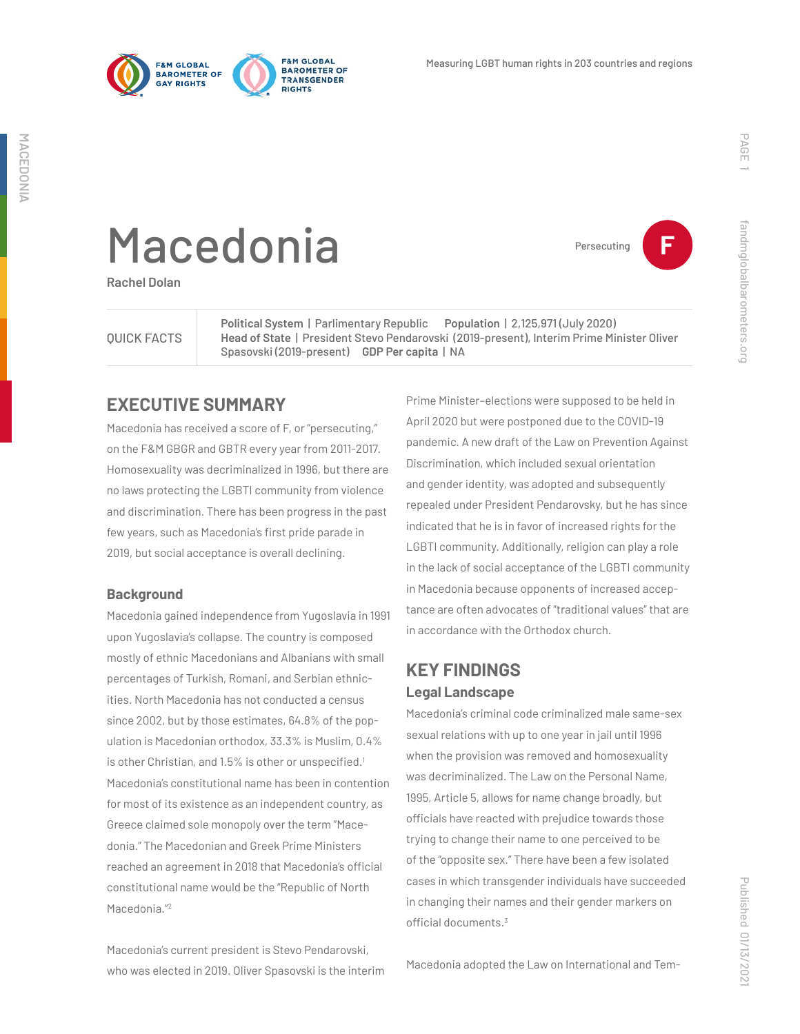# Macedonia

**Rachel Dolan**

Persecuting **F**

| QUICK FACTS | **Political System** \| Parlimentary Republic **Population** \| 2,125,971 (July 2020) **Head of State** \| President Stevo Pendarovski (2019-present), Interim Prime Minister Oliver Spasovski (2019-present) **GDP Per capita** \| NA |
|---|---|

## EXECUTIVE SUMMARY

Macedonia has received a score of F, or "persecuting," on the F&M GBGR and GBTR every year from 2011-2017. Homosexuality was decriminalized in 1996, but there are no laws protecting the LGBTI community from violence and discrimination. There has been progress in the past few years, such as Macedonia's first pride parade in 2019, but social acceptance is overall declining.

### Background

Macedonia gained independence from Yugoslavia in 1991 upon Yugoslavia's collapse. The country is composed mostly of ethnic Macedonians and Albanians with small percentages of Turkish, Romani, and Serbian ethnicities. North Macedonia has not conducted a census since 2002, but by those estimates, 64.8% of the population is Macedonian orthodox, 33.3% is Muslim, 0.4% is other Christian, and 1.5% is other or unspecified.[1] Macedonia's constitutional name has been in contention for most of its existence as an independent country, as Greece claimed sole monopoly over the term "Macedonia." The Macedonian and Greek Prime Ministers reached an agreement in 2018 that Macedonia's official constitutional name would be the "Republic of North Macedonia."[2]

Macedonia's current president is Stevo Pendarovski, who was elected in 2019. Oliver Spasovski is the interim Prime Minister–elections were supposed to be held in April 2020 but were postponed due to the COVID-19 pandemic. A new draft of the Law on Prevention Against Discrimination, which included sexual orientation and gender identity, was adopted and subsequently repealed under President Pendarovsky, but he has since indicated that he is in favor of increased rights for the LGBTI community. Additionally, religion can play a role in the lack of social acceptance of the LGBTI community in Macedonia because opponents of increased acceptance are often advocates of "traditional values" that are in accordance with the Orthodox church.

## KEY FINDINGS

### Legal Landscape

Macedonia's criminal code criminalized male same-sex sexual relations with up to one year in jail until 1996 when the provision was removed and homosexuality was decriminalized. The Law on the Personal Name, 1995, Article 5, allows for name change broadly, but officials have reacted with prejudice towards those trying to change their name to one perceived to be of the "opposite sex." There have been a few isolated cases in which transgender individuals have succeeded in changing their names and their gender markers on official documents.[3]

Macedonia adopted the Law on International and Tem-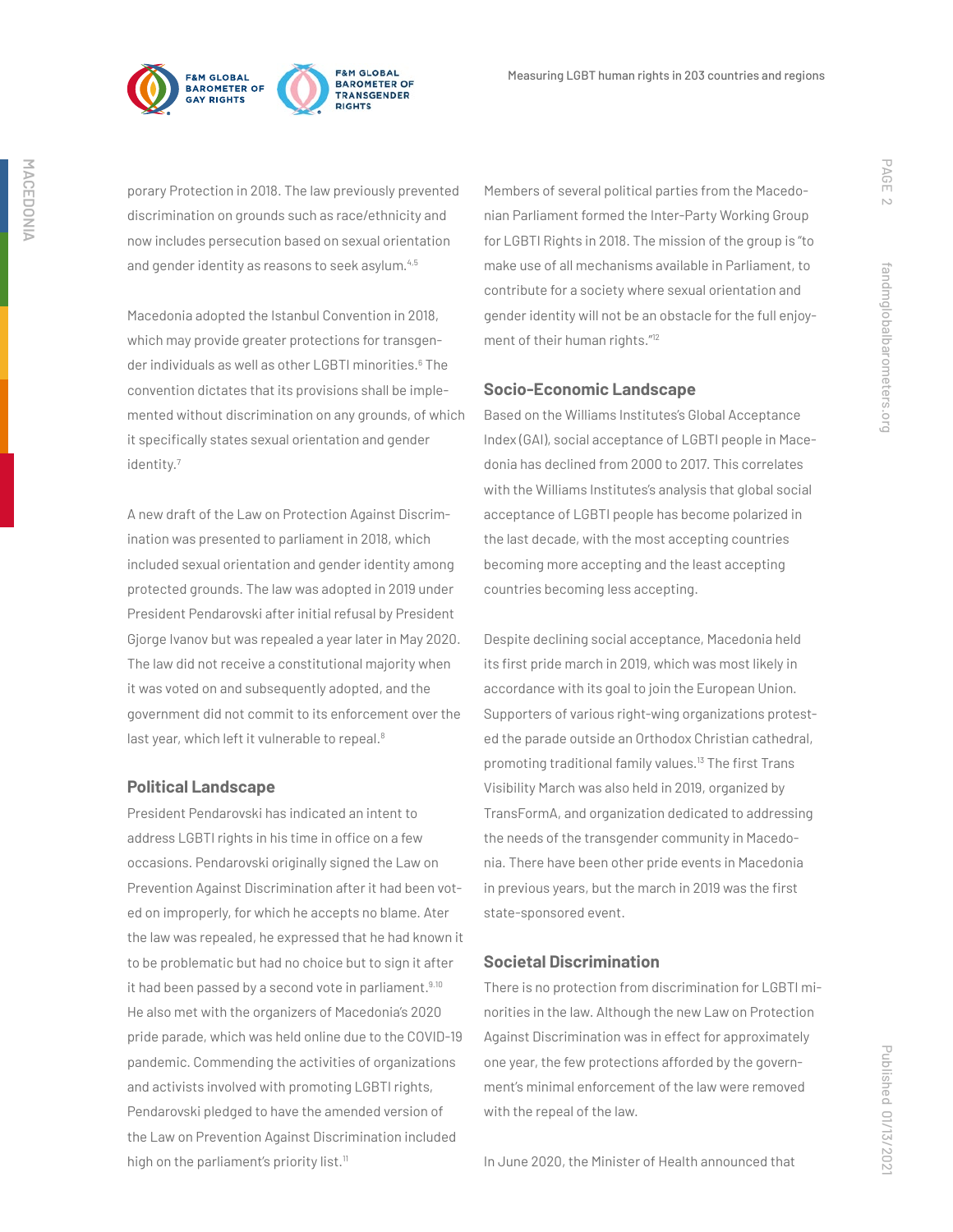porary Protection in 2018. The law previously prevented discrimination on grounds such as race/ethnicity and now includes persecution based on sexual orientation and gender identity as reasons to seek asylum.[4,5]

Macedonia adopted the Istanbul Convention in 2018, which may provide greater protections for transgender individuals as well as other LGBTI minorities.[6] The convention dictates that its provisions shall be implemented without discrimination on any grounds, of which it specifically states sexual orientation and gender identity.[7]

A new draft of the Law on Protection Against Discrimination was presented to parliament in 2018, which included sexual orientation and gender identity among protected grounds. The law was adopted in 2019 under President Pendarovski after initial refusal by President Gjorge Ivanov but was repealed a year later in May 2020. The law did not receive a constitutional majority when it was voted on and subsequently adopted, and the government did not commit to its enforcement over the last year, which left it vulnerable to repeal.[8]

## Political Landscape

President Pendarovski has indicated an intent to address LGBTI rights in his time in office on a few occasions. Pendarovski originally signed the Law on Prevention Against Discrimination after it had been voted on improperly, for which he accepts no blame. Ater the law was repealed, he expressed that he had known it to be problematic but had no choice but to sign it after it had been passed by a second vote in parliament.[9,10] He also met with the organizers of Macedonia's 2020 pride parade, which was held online due to the COVID-19 pandemic. Commending the activities of organizations and activists involved with promoting LGBTI rights, Pendarovski pledged to have the amended version of the Law on Prevention Against Discrimination included high on the parliament's priority list.[11]

Members of several political parties from the Macedonian Parliament formed the Inter-Party Working Group for LGBTI Rights in 2018. The mission of the group is "to make use of all mechanisms available in Parliament, to contribute for a society where sexual orientation and gender identity will not be an obstacle for the full enjoyment of their human rights."[12]

## Socio-Economic Landscape

Based on the Williams Institutes's Global Acceptance Index (GAI), social acceptance of LGBTI people in Macedonia has declined from 2000 to 2017. This correlates with the Williams Institutes's analysis that global social acceptance of LGBTI people has become polarized in the last decade, with the most accepting countries becoming more accepting and the least accepting countries becoming less accepting.

Despite declining social acceptance, Macedonia held its first pride march in 2019, which was most likely in accordance with its goal to join the European Union. Supporters of various right-wing organizations protested the parade outside an Orthodox Christian cathedral, promoting traditional family values.[13] The first Trans Visibility March was also held in 2019, organized by TransFormA, and organization dedicated to addressing the needs of the transgender community in Macedonia. There have been other pride events in Macedonia in previous years, but the march in 2019 was the first state-sponsored event.

## Societal Discrimination

There is no protection from discrimination for LGBTI minorities in the law. Although the new Law on Protection Against Discrimination was in effect for approximately one year, the few protections afforded by the government's minimal enforcement of the law were removed with the repeal of the law.

In June 2020, the Minister of Health announced that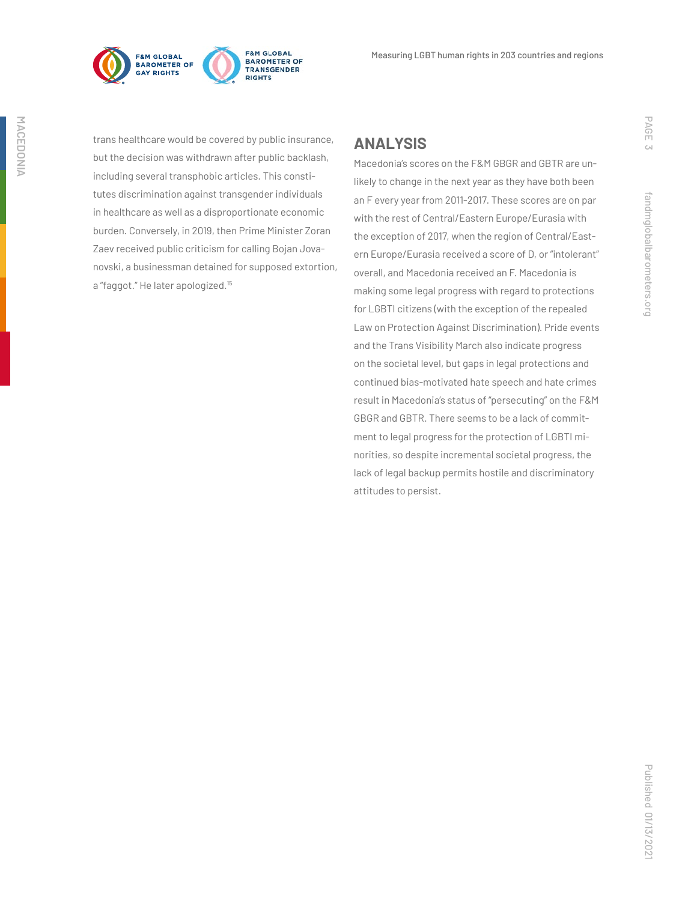trans healthcare would be covered by public insurance, but the decision was withdrawn after public backlash, including several transphobic articles. This constitutes discrimination against transgender individuals in healthcare as well as a disproportionate economic burden. Conversely, in 2019, then Prime Minister Zoran Zaev received public criticism for calling Bojan Jovanovski, a businessman detained for supposed extortion, a "faggot." He later apologized.[15]

## ANALYSIS

Macedonia's scores on the F&M GBGR and GBTR are unlikely to change in the next year as they have both been an F every year from 2011-2017. These scores are on par with the rest of Central/Eastern Europe/Eurasia with the exception of 2017, when the region of Central/Eastern Europe/Eurasia received a score of D, or "intolerant" overall, and Macedonia received an F. Macedonia is making some legal progress with regard to protections for LGBTI citizens (with the exception of the repealed Law on Protection Against Discrimination). Pride events and the Trans Visibility March also indicate progress on the societal level, but gaps in legal protections and continued bias-motivated hate speech and hate crimes result in Macedonia's status of "persecuting" on the F&M GBGR and GBTR. There seems to be a lack of commitment to legal progress for the protection of LGBTI minorities, so despite incremental societal progress, the lack of legal backup permits hostile and discriminatory attitudes to persist.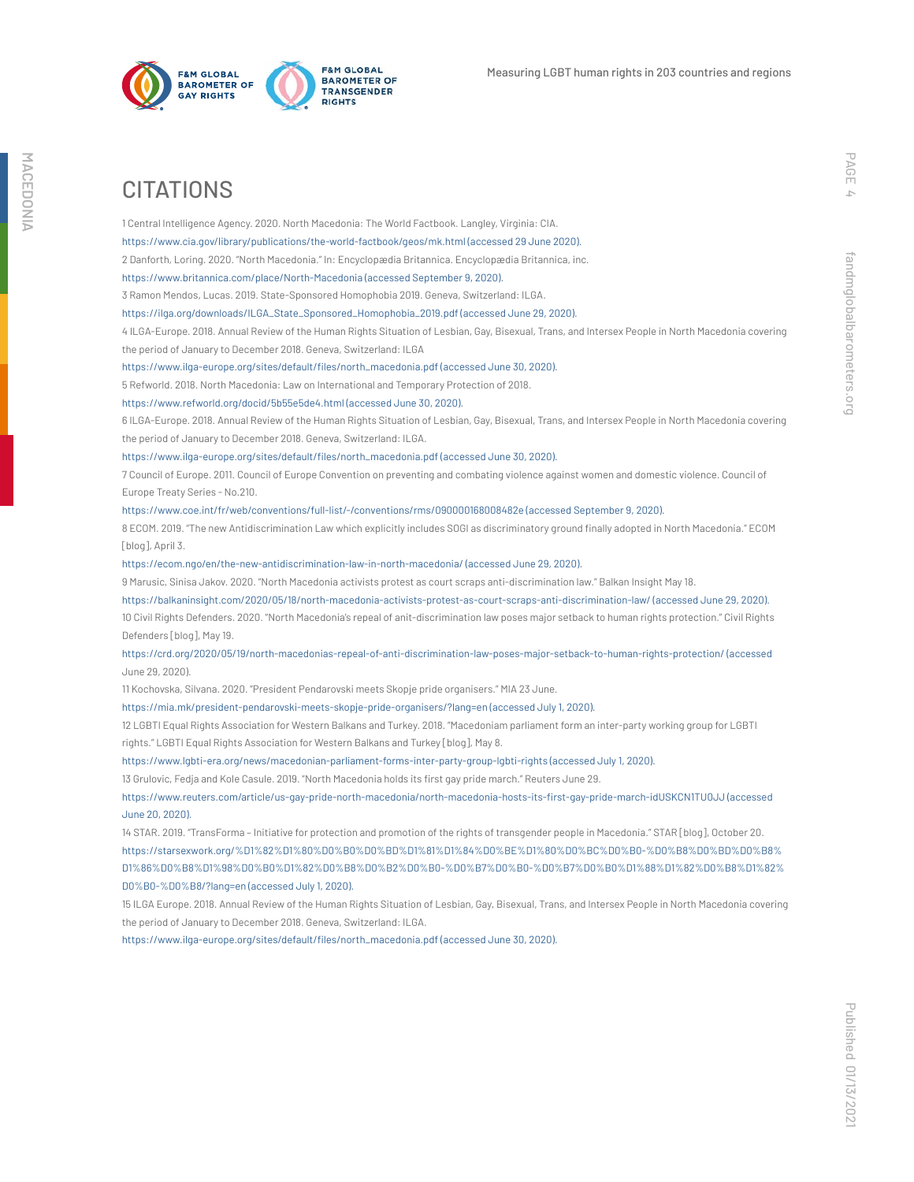# CITATIONS

1 Central Intelligence Agency. 2020. North Macedonia: The World Factbook. Langley, Virginia: CIA.
https://www.cia.gov/library/publications/the-world-factbook/geos/mk.html (accessed 29 June 2020).

2 Danforth, Loring. 2020. "North Macedonia." In: Encyclopædia Britannica. Encyclopædia Britannica, inc.
https://www.britannica.com/place/North-Macedonia (accessed September 9, 2020).

3 Ramon Mendos, Lucas. 2019. State-Sponsored Homophobia 2019. Geneva, Switzerland: ILGA.
https://ilga.org/downloads/ILGA_State_Sponsored_Homophobia_2019.pdf (accessed June 29, 2020).

4 ILGA-Europe. 2018. Annual Review of the Human Rights Situation of Lesbian, Gay, Bisexual, Trans, and Intersex People in North Macedonia covering the period of January to December 2018. Geneva, Switzerland: ILGA
https://www.ilga-europe.org/sites/default/files/north_macedonia.pdf (accessed June 30, 2020).

5 Refworld. 2018. North Macedonia: Law on International and Temporary Protection of 2018.
https://www.refworld.org/docid/5b55e5de4.html (accessed June 30, 2020).

6 ILGA-Europe. 2018. Annual Review of the Human Rights Situation of Lesbian, Gay, Bisexual, Trans, and Intersex People in North Macedonia covering the period of January to December 2018. Geneva, Switzerland: ILGA.
https://www.ilga-europe.org/sites/default/files/north_macedonia.pdf (accessed June 30, 2020).

7 Council of Europe. 2011. Council of Europe Convention on preventing and combating violence against women and domestic violence. Council of Europe Treaty Series - No.210.
https://www.coe.int/fr/web/conventions/full-list/-/conventions/rms/090000168008482e (accessed September 9, 2020).

8 ECOM. 2019. "The new Antidiscrimination Law which explicitly includes SOGI as discriminatory ground finally adopted in North Macedonia." ECOM [blog], April 3.
https://ecom.ngo/en/the-new-antidiscrimination-law-in-north-macedonia/ (accessed June 29, 2020).

9 Marusic, Sinisa Jakov. 2020. "North Macedonia activists protest as court scraps anti-discrimination law." Balkan Insight May 18.
https://balkaninsight.com/2020/05/18/north-macedonia-activists-protest-as-court-scraps-anti-discrimination-law/ (accessed June 29, 2020).

10 Civil Rights Defenders. 2020. "North Macedonia's repeal of anit-discrimination law poses major setback to human rights protection." Civil Rights Defenders [blog], May 19.
https://crd.org/2020/05/19/north-macedonias-repeal-of-anti-discrimination-law-poses-major-setback-to-human-rights-protection/ (accessed June 29, 2020).

11 Kochovska, Silvana. 2020. "President Pendarovski meets Skopje pride organisers." MIA 23 June.
https://mia.mk/president-pendarovski-meets-skopje-pride-organisers/?lang=en (accessed July 1, 2020).

12 LGBTI Equal Rights Association for Western Balkans and Turkey. 2018. "Macedoniam parliament form an inter-party working group for LGBTI rights." LGBTI Equal Rights Association for Western Balkans and Turkey [blog], May 8.
https://www.lgbti-era.org/news/macedonian-parliament-forms-inter-party-group-lgbti-rights (accessed July 1, 2020).

13 Grulovic, Fedja and Kole Casule. 2019. "North Macedonia holds its first gay pride march." Reuters June 29.
https://www.reuters.com/article/us-gay-pride-north-macedonia/north-macedonia-hosts-its-first-gay-pride-march-idUSKCN1TU0JJ (accessed June 20, 2020).

14 STAR. 2019. "TransForma - Initiative for protection and promotion of the rights of transgender people in Macedonia." STAR [blog], October 20.
https://starsexwork.org/%D1%82%D1%80%D0%B0%D0%BD%D1%81%D1%84%D0%BE%D1%80%D0%BC%D0%B0-%D0%B8%D0%BD%D0%B8%D1%86%D0%B8%D1%98%D0%B0%D1%82%D0%B8%D0%B2%D0%B0-%D0%B7%D0%B0-%D0%B7%D0%B0%D1%88%D1%82%D0%B8%D1%82%D0%B0-%D0%B8/?lang=en (accessed July 1, 2020).

15 ILGA Europe. 2018. Annual Review of the Human Rights Situation of Lesbian, Gay, Bisexual, Trans, and Intersex People in North Macedonia covering the period of January to December 2018. Geneva, Switzerland: ILGA.
https://www.ilga-europe.org/sites/default/files/north_macedonia.pdf (accessed June 30, 2020).